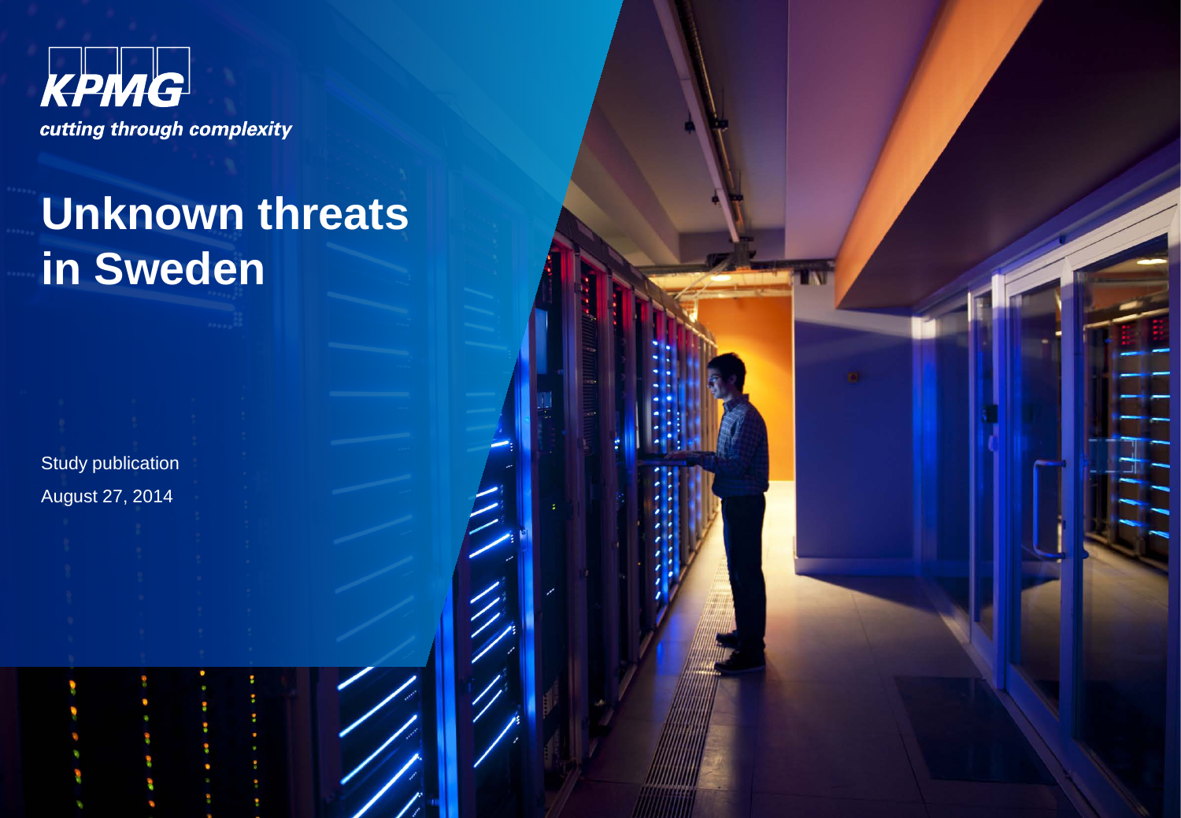KPMG

*cutting through complexity*

# Unknown threats in Sweden

Study publication

August 27, 2014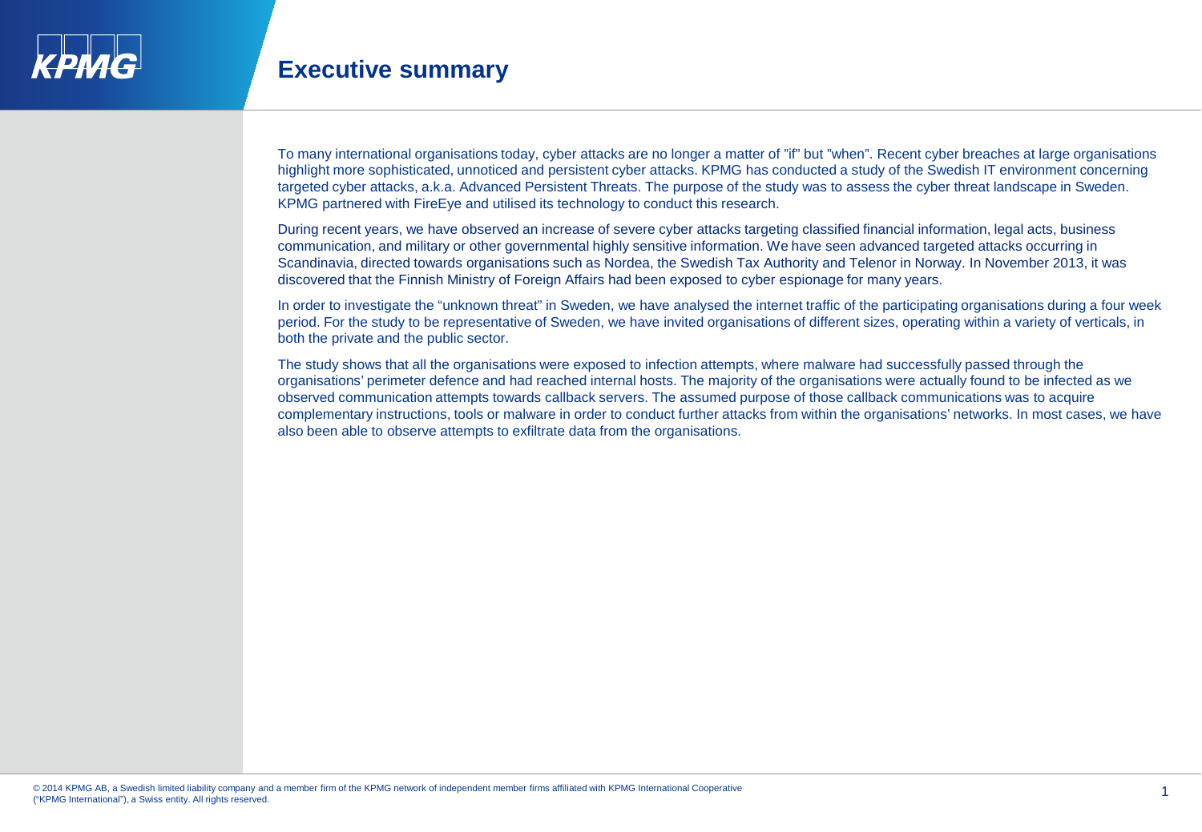# Executive summary

To many international organisations today, cyber attacks are no longer a matter of "if" but "when". Recent cyber breaches at large organisations highlight more sophisticated, unnoticed and persistent cyber attacks. KPMG has conducted a study of the Swedish IT environment concerning targeted cyber attacks, a.k.a. Advanced Persistent Threats. The purpose of the study was to assess the cyber threat landscape in Sweden. KPMG partnered with FireEye and utilised its technology to conduct this research.

During recent years, we have observed an increase of severe cyber attacks targeting classified financial information, legal acts, business communication, and military or other governmental highly sensitive information. We have seen advanced targeted attacks occurring in Scandinavia, directed towards organisations such as Nordea, the Swedish Tax Authority and Telenor in Norway. In November 2013, it was discovered that the Finnish Ministry of Foreign Affairs had been exposed to cyber espionage for many years.

In order to investigate the "unknown threat" in Sweden, we have analysed the internet traffic of the participating organisations during a four week period. For the study to be representative of Sweden, we have invited organisations of different sizes, operating within a variety of verticals, in both the private and the public sector.

The study shows that all the organisations were exposed to infection attempts, where malware had successfully passed through the organisations' perimeter defence and had reached internal hosts. The majority of the organisations were actually found to be infected as we observed communication attempts towards callback servers. The assumed purpose of those callback communications was to acquire complementary instructions, tools or malware in order to conduct further attacks from within the organisations' networks. In most cases, we have also been able to observe attempts to exfiltrate data from the organisations.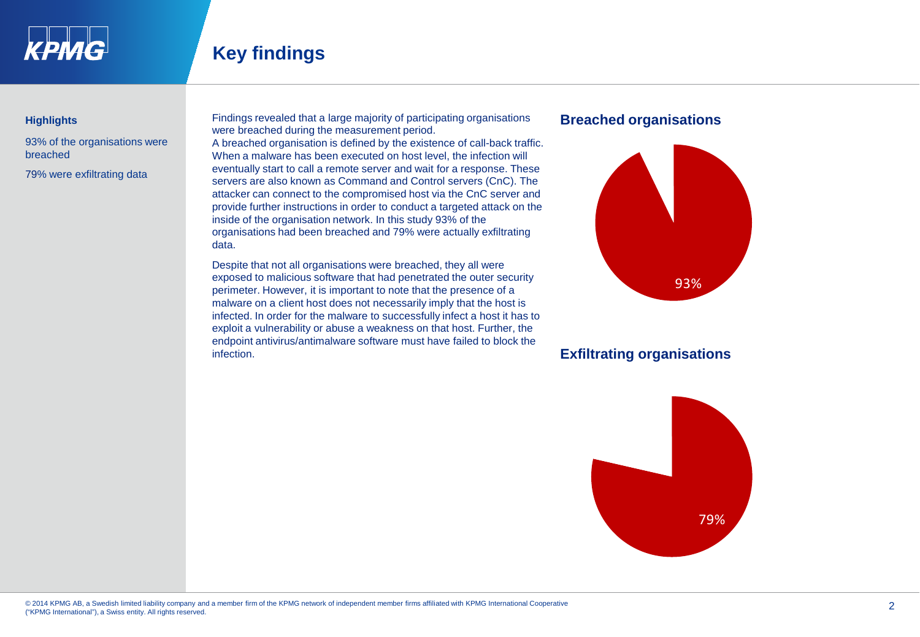# Key findings

**Highlights**

93% of the organisations were breached

79% were exfiltrating data

Findings revealed that a large majority of participating organisations were breached during the measurement period.
A breached organisation is defined by the existence of call-back traffic. When a malware has been executed on host level, the infection will eventually start to call a remote server and wait for a response. These servers are also known as Command and Control servers (CnC). The attacker can connect to the compromised host via the CnC server and provide further instructions in order to conduct a targeted attack on the inside of the organisation network. In this study 93% of the organisations had been breached and 79% were actually exfiltrating data.

Despite that not all organisations were breached, they all were exposed to malicious software that had penetrated the outer security perimeter. However, it is important to note that the presence of a malware on a client host does not necessarily imply that the host is infected. In order for the malware to successfully infect a host it has to exploit a vulnerability or abuse a weakness on that host. Further, the endpoint antivirus/antimalware software must have failed to block the infection.

## Breached organisations

93%

## Exfiltrating organisations

79%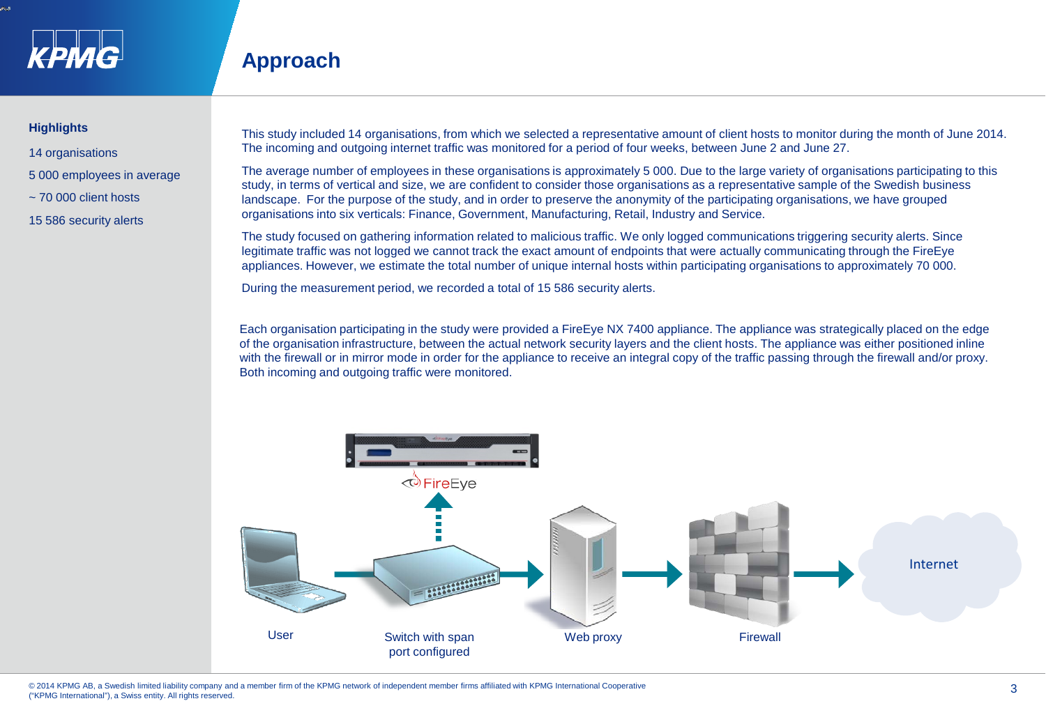# Approach

**Highlights**

14 organisations

5 000 employees in average

~ 70 000 client hosts

15 586 security alerts

This study included 14 organisations, from which we selected a representative amount of client hosts to monitor during the month of June 2014. The incoming and outgoing internet traffic was monitored for a period of four weeks, between June 2 and June 27.

The average number of employees in these organisations is approximately 5 000. Due to the large variety of organisations participating to this study, in terms of vertical and size, we are confident to consider those organisations as a representative sample of the Swedish business landscape. For the purpose of the study, and in order to preserve the anonymity of the participating organisations, we have grouped organisations into six verticals: Finance, Government, Manufacturing, Retail, Industry and Service.

The study focused on gathering information related to malicious traffic. We only logged communications triggering security alerts. Since legitimate traffic was not logged we cannot track the exact amount of endpoints that were actually communicating through the FireEye appliances. However, we estimate the total number of unique internal hosts within participating organisations to approximately 70 000.

During the measurement period, we recorded a total of 15 586 security alerts.

Each organisation participating in the study were provided a FireEye NX 7400 appliance. The appliance was strategically placed on the edge of the organisation infrastructure, between the actual network security layers and the client hosts. The appliance was either positioned inline with the firewall or in mirror mode in order for the appliance to receive an integral copy of the traffic passing through the firewall and/or proxy. Both incoming and outgoing traffic were monitored.

FireEye

User → Switch with span port configured → Web proxy → Firewall → Internet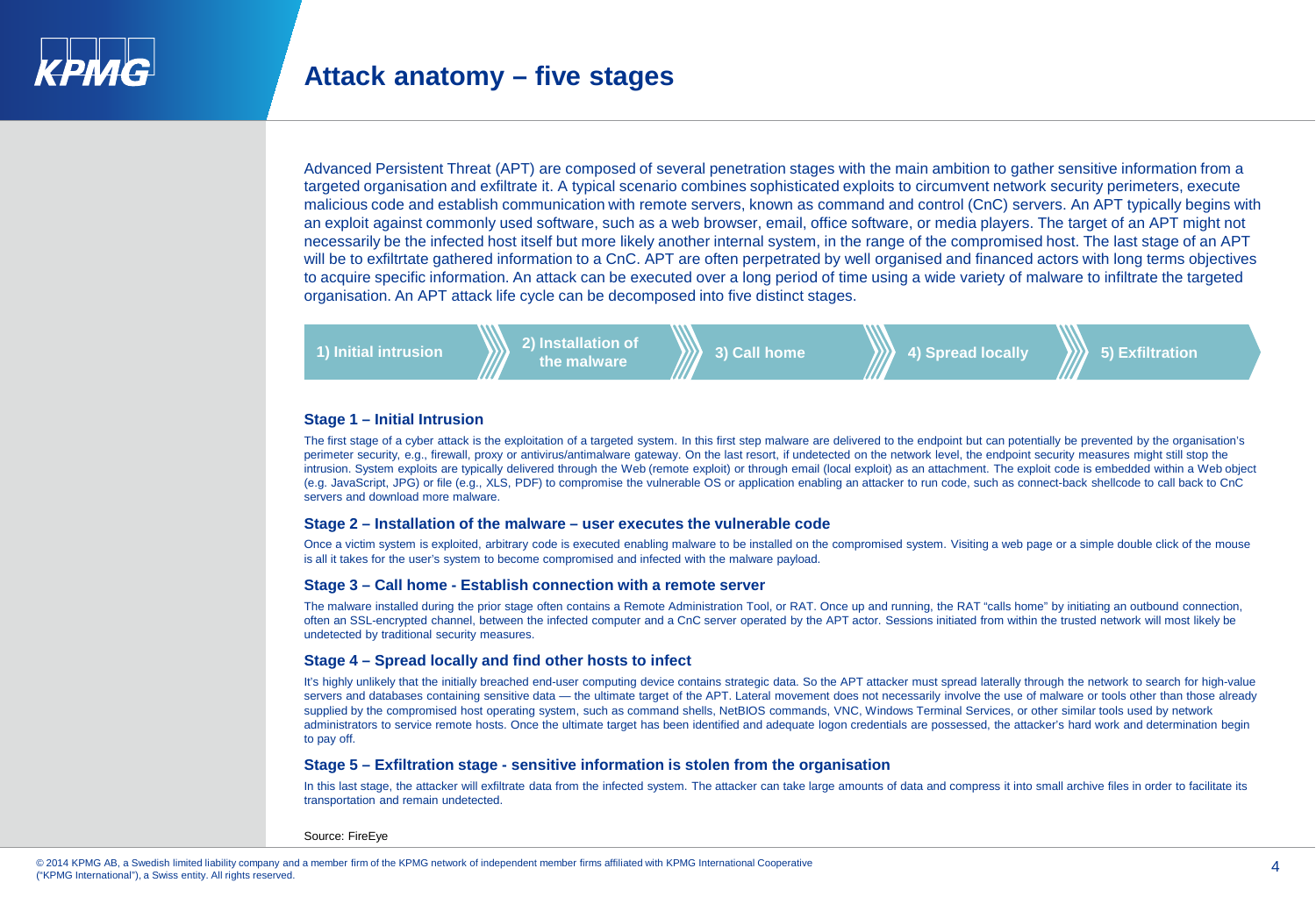# Attack anatomy – five stages

Advanced Persistent Threat (APT) are composed of several penetration stages with the main ambition to gather sensitive information from a targeted organisation and exfiltrate it. A typical scenario combines sophisticated exploits to circumvent network security perimeters, execute malicious code and establish communication with remote servers, known as command and control (CnC) servers. An APT typically begins with an exploit against commonly used software, such as a web browser, email, office software, or media players. The target of an APT might not necessarily be the infected host itself but more likely another internal system, in the range of the compromised host. The last stage of an APT will be to exfiltrtate gathered information to a CnC. APT are often perpetrated by well organised and financed actors with long terms objectives to acquire specific information. An attack can be executed over a long period of time using a wide variety of malware to infiltrate the targeted organisation. An APT attack life cycle can be decomposed into five distinct stages.

1) Initial intrusion → 2) Installation of the malware → 3) Call home → 4) Spread locally → 5) Exfiltration

### Stage 1 – Initial Intrusion

The first stage of a cyber attack is the exploitation of a targeted system. In this first step malware are delivered to the endpoint but can potentially be prevented by the organisation's perimeter security, e.g., firewall, proxy or antivirus/antimalware gateway. On the last resort, if undetected on the network level, the endpoint security measures might still stop the intrusion. System exploits are typically delivered through the Web (remote exploit) or through email (local exploit) as an attachment. The exploit code is embedded within a Web object (e.g. JavaScript, JPG) or file (e.g., XLS, PDF) to compromise the vulnerable OS or application enabling an attacker to run code, such as connect-back shellcode to call back to CnC servers and download more malware.

### Stage 2 – Installation of the malware – user executes the vulnerable code

Once a victim system is exploited, arbitrary code is executed enabling malware to be installed on the compromised system. Visiting a web page or a simple double click of the mouse is all it takes for the user's system to become compromised and infected with the malware payload.

### Stage 3 – Call home - Establish connection with a remote server

The malware installed during the prior stage often contains a Remote Administration Tool, or RAT. Once up and running, the RAT "calls home" by initiating an outbound connection, often an SSL-encrypted channel, between the infected computer and a CnC server operated by the APT actor. Sessions initiated from within the trusted network will most likely be undetected by traditional security measures.

### Stage 4 – Spread locally and find other hosts to infect

It's highly unlikely that the initially breached end-user computing device contains strategic data. So the APT attacker must spread laterally through the network to search for high-value servers and databases containing sensitive data — the ultimate target of the APT. Lateral movement does not necessarily involve the use of malware or tools other than those already supplied by the compromised host operating system, such as command shells, NetBIOS commands, VNC, Windows Terminal Services, or other similar tools used by network administrators to service remote hosts. Once the ultimate target has been identified and adequate logon credentials are possessed, the attacker's hard work and determination begin to pay off.

### Stage 5 – Exfiltration stage - sensitive information is stolen from the organisation

In this last stage, the attacker will exfiltrate data from the infected system. The attacker can take large amounts of data and compress it into small archive files in order to facilitate its transportation and remain undetected.

Source: FireEye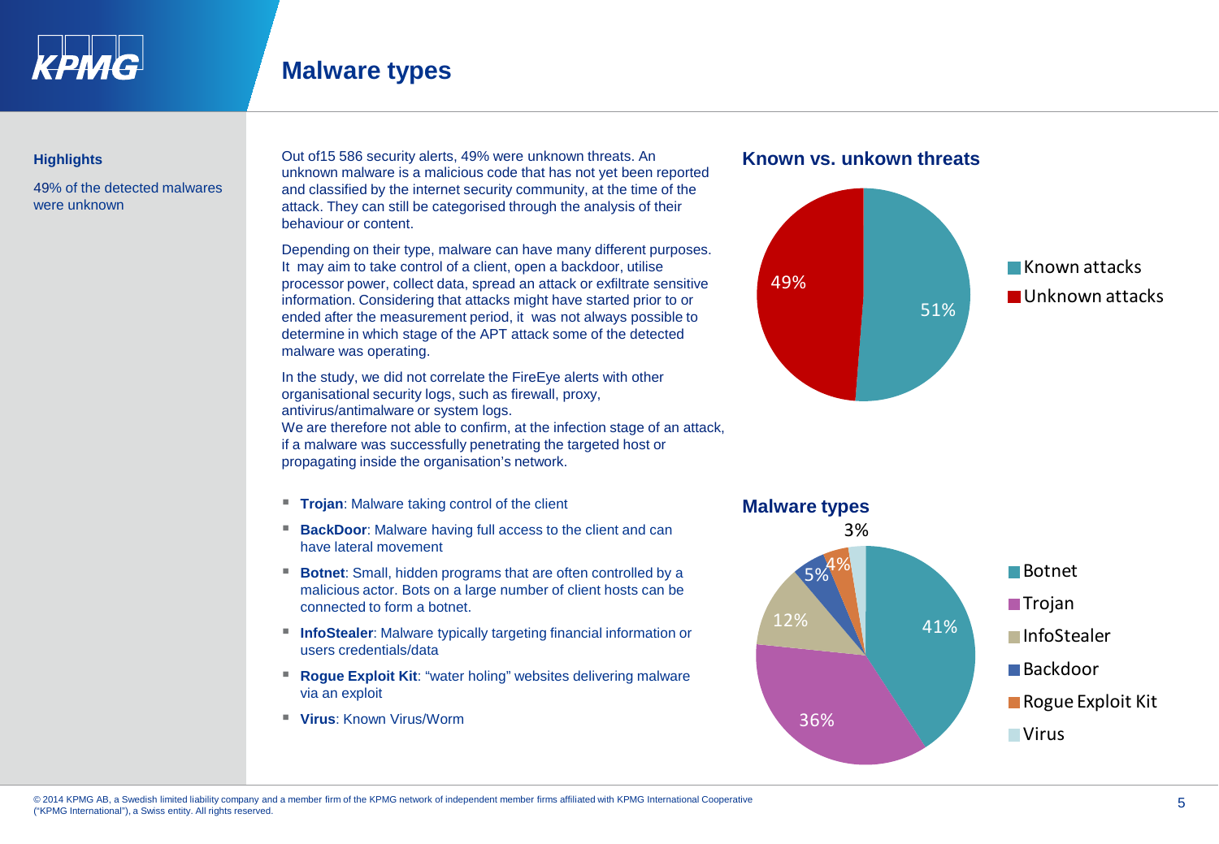# Malware types

**Highlights**

49% of the detected malwares were unknown

Out of15 586 security alerts, 49% were unknown threats. An unknown malware is a malicious code that has not yet been reported and classified by the internet security community, at the time of the attack. They can still be categorised through the analysis of their behaviour or content.

Depending on their type, malware can have many different purposes. It may aim to take control of a client, open a backdoor, utilise processor power, collect data, spread an attack or exfiltrate sensitive information. Considering that attacks might have started prior to or ended after the measurement period, it was not always possible to determine in which stage of the APT attack some of the detected malware was operating.

In the study, we did not correlate the FireEye alerts with other organisational security logs, such as firewall, proxy, antivirus/antimalware or system logs.
We are therefore not able to confirm, at the infection stage of an attack, if a malware was successfully penetrating the targeted host or propagating inside the organisation's network.

- **Trojan**: Malware taking control of the client
- **BackDoor**: Malware having full access to the client and can have lateral movement
- **Botnet**: Small, hidden programs that are often controlled by a malicious actor. Bots on a large number of client hosts can be connected to form a botnet.
- **InfoStealer**: Malware typically targeting financial information or users credentials/data
- **Rogue Exploit Kit**: "water holing" websites delivering malware via an exploit
- **Virus**: Known Virus/Worm

### Known vs. unkown threats

| Category | Share |
| --- | --- |
| Known attacks | 51% |
| Unknown attacks | 49% |

### Malware types

| Type | Share |
| --- | --- |
| Botnet | 41% |
| Trojan | 36% |
| InfoStealer | 12% |
| Backdoor | 5% |
| Rogue Exploit Kit | 4% |
| Virus | 3% |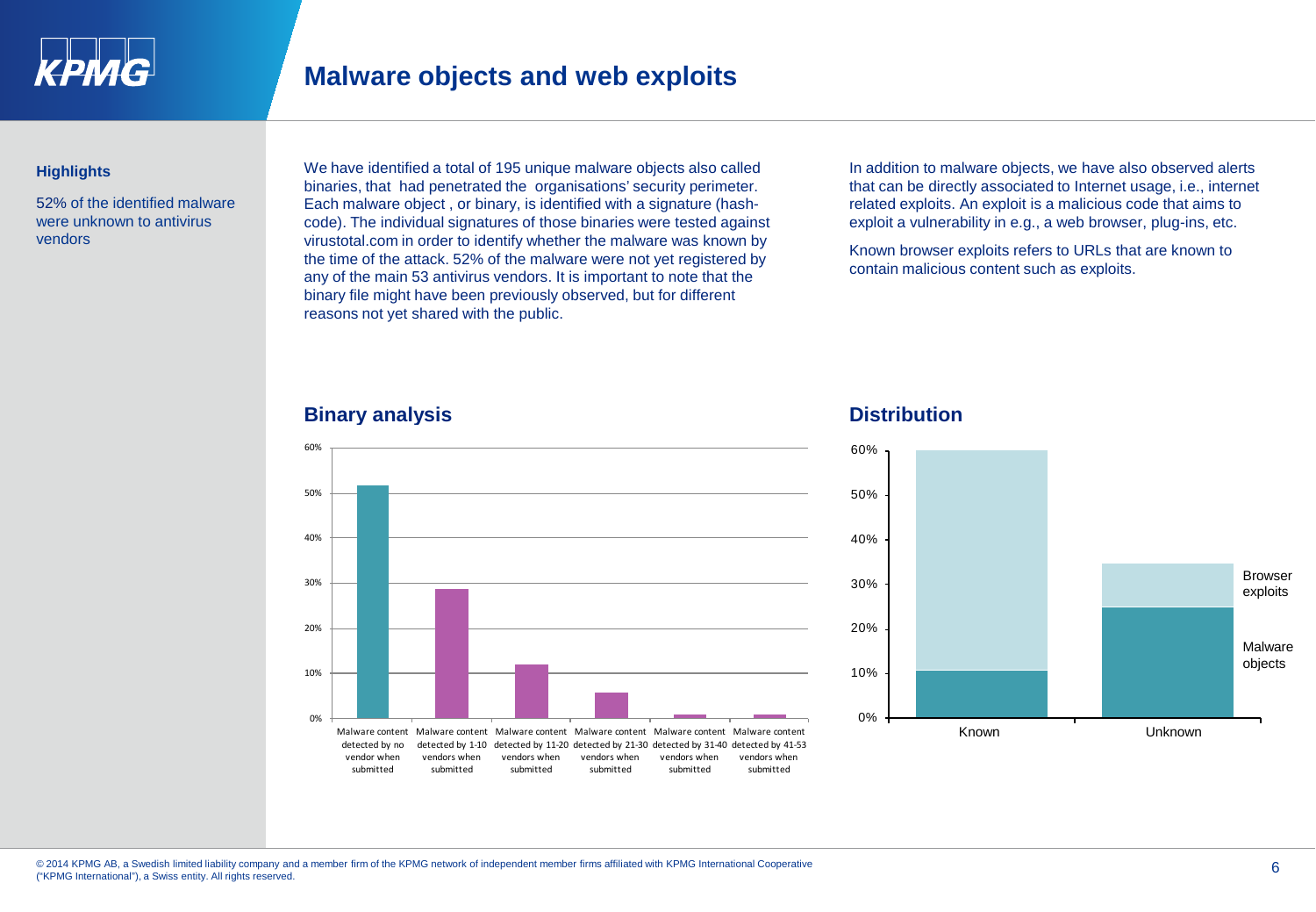# Malware objects and web exploits

**Highlights**

52% of the identified malware were unknown to antivirus vendors

We have identified a total of 195 unique malware objects also called binaries, that had penetrated the organisations' security perimeter. Each malware object , or binary, is identified with a signature (hash-code). The individual signatures of those binaries were tested against virustotal.com in order to identify whether the malware was known by the time of the attack. 52% of the malware were not yet registered by any of the main 53 antivirus vendors. It is important to note that the binary file might have been previously observed, but for different reasons not yet shared with the public.

In addition to malware objects, we have also observed alerts that can be directly associated to Internet usage, i.e., internet related exploits. An exploit is a malicious code that aims to exploit a vulnerability in e.g., a web browser, plug-ins, etc.

Known browser exploits refers to URLs that are known to contain malicious content such as exploits.

## Binary analysis

| Category | Share |
|---|---|
| Malware content detected by no vendor when submitted | ~52% |
| Malware content detected by 1-10 vendors when submitted | ~29% |
| Malware content detected by 11-20 vendors when submitted | ~12% |
| Malware content detected by 21-30 vendors when submitted | ~6% |
| Malware content detected by 31-40 vendors when submitted | ~1% |
| Malware content detected by 41-53 vendors when submitted | ~1% |

## Distribution

| | Malware objects | Browser exploits |
|---|---|---|
| Known | ~11% | ~49% |
| Unknown | ~25% | ~10% |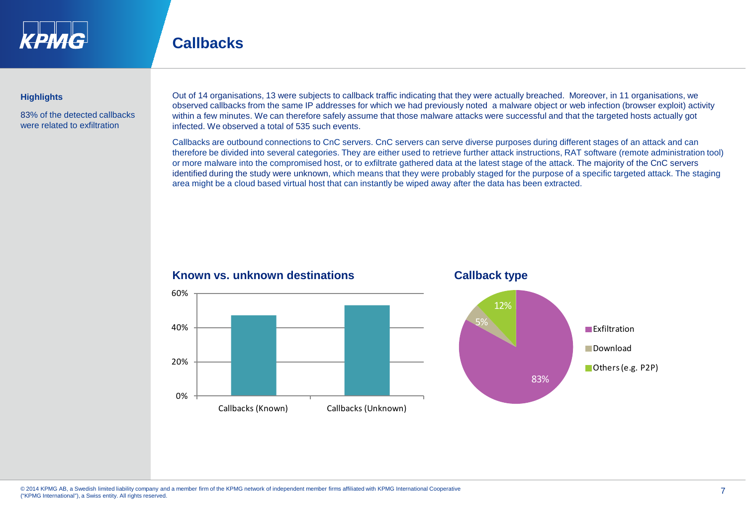# Callbacks

**Highlights**

83% of the detected callbacks were related to exfiltration

Out of 14 organisations, 13 were subjects to callback traffic indicating that they were actually breached. Moreover, in 11 organisations, we observed callbacks from the same IP addresses for which we had previously noted a malware object or web infection (browser exploit) activity within a few minutes. We can therefore safely assume that those malware attacks were successful and that the targeted hosts actually got infected. We observed a total of 535 such events.

Callbacks are outbound connections to CnC servers. CnC servers can serve diverse purposes during different stages of an attack and can therefore be divided into several categories. They are either used to retrieve further attack instructions, RAT software (remote administration tool) or more malware into the compromised host, or to exfiltrate gathered data at the latest stage of the attack. The majority of the CnC servers identified during the study were unknown, which means that they were probably staged for the purpose of a specific targeted attack. The staging area might be a cloud based virtual host that can instantly be wiped away after the data has been extracted.

### Known vs. unknown destinations

60%
40%
20%
0%

Callbacks (Known) Callbacks (Unknown)

### Callback type

| Callback type | Share |
|---|---|
| Exfiltration | 83% |
| Download | 5% |
| Others (e.g. P2P) | 12% |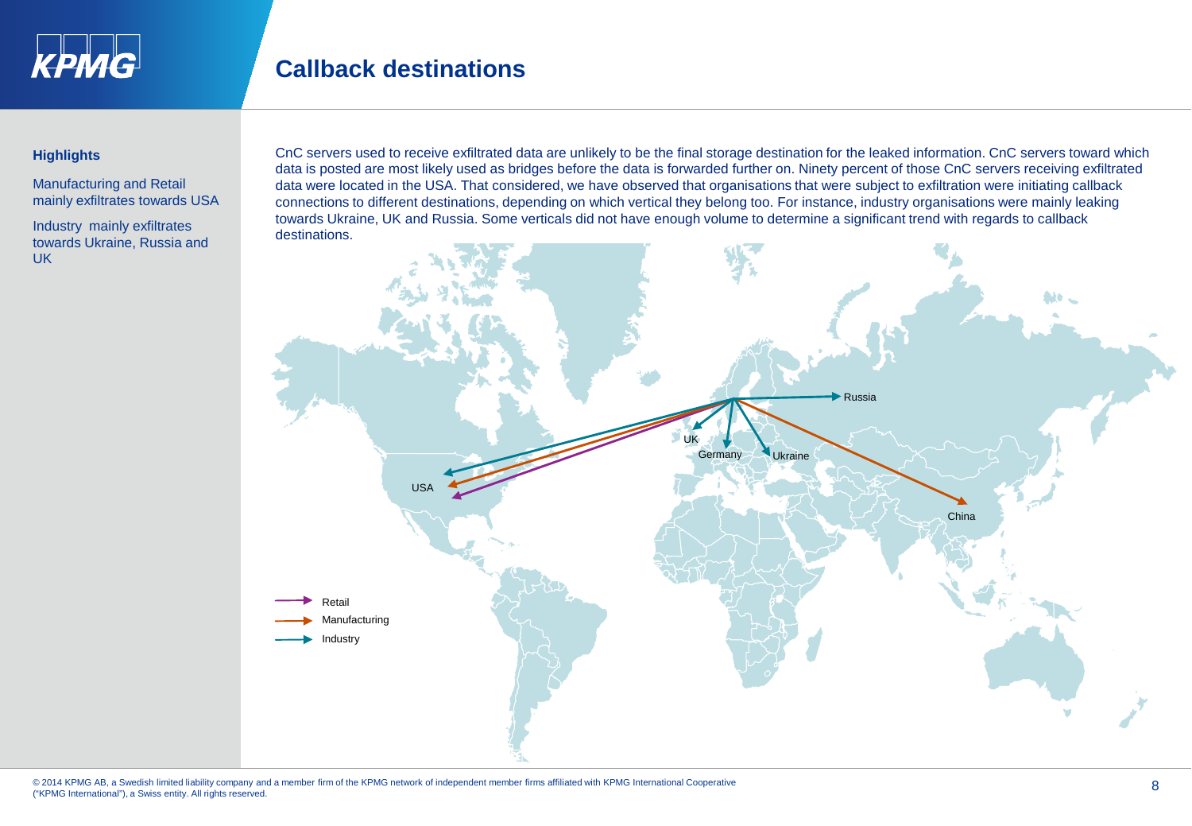# Callback destinations

**Highlights**

Manufacturing and Retail mainly exfiltrates towards USA

Industry mainly exfiltrates towards Ukraine, Russia and UK

CnC servers used to receive exfiltrated data are unlikely to be the final storage destination for the leaked information. CnC servers toward which data is posted are most likely used as bridges before the data is forwarded further on. Ninety percent of those CnC servers receiving exfiltrated data were located in the USA. That considered, we have observed that organisations that were subject to exfiltration were initiating callback connections to different destinations, depending on which vertical they belong too. For instance, industry organisations were mainly leaking towards Ukraine, UK and Russia. Some verticals did not have enough volume to determine a significant trend with regards to callback destinations.

Russia

UK

Germany

Ukraine

USA

China

Retail

Manufacturing

Industry

© 2014 KPMG AB, a Swedish limited liability company and a member firm of the KPMG network of independent member firms affiliated with KPMG International Cooperative ("KPMG International"), a Swiss entity. All rights reserved.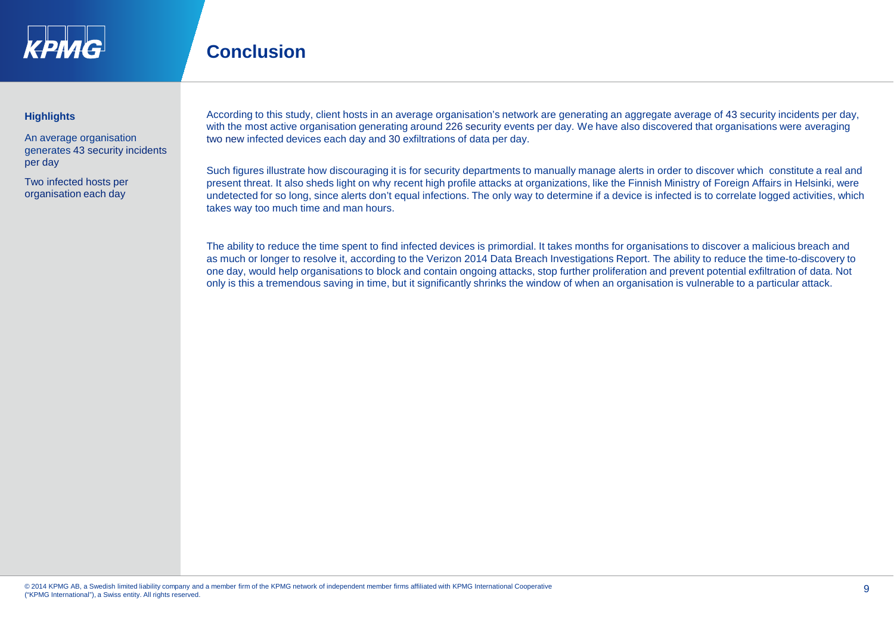# Conclusion

**Highlights**

An average organisation generates 43 security incidents per day

Two infected hosts per organisation each day

According to this study, client hosts in an average organisation's network are generating an aggregate average of 43 security incidents per day, with the most active organisation generating around 226 security events per day. We have also discovered that organisations were averaging two new infected devices each day and 30 exfiltrations of data per day.

Such figures illustrate how discouraging it is for security departments to manually manage alerts in order to discover which constitute a real and present threat. It also sheds light on why recent high profile attacks at organizations, like the Finnish Ministry of Foreign Affairs in Helsinki, were undetected for so long, since alerts don't equal infections. The only way to determine if a device is infected is to correlate logged activities, which takes way too much time and man hours.

The ability to reduce the time spent to find infected devices is primordial. It takes months for organisations to discover a malicious breach and as much or longer to resolve it, according to the Verizon 2014 Data Breach Investigations Report. The ability to reduce the time-to-discovery to one day, would help organisations to block and contain ongoing attacks, stop further proliferation and prevent potential exfiltration of data. Not only is this a tremendous saving in time, but it significantly shrinks the window of when an organisation is vulnerable to a particular attack.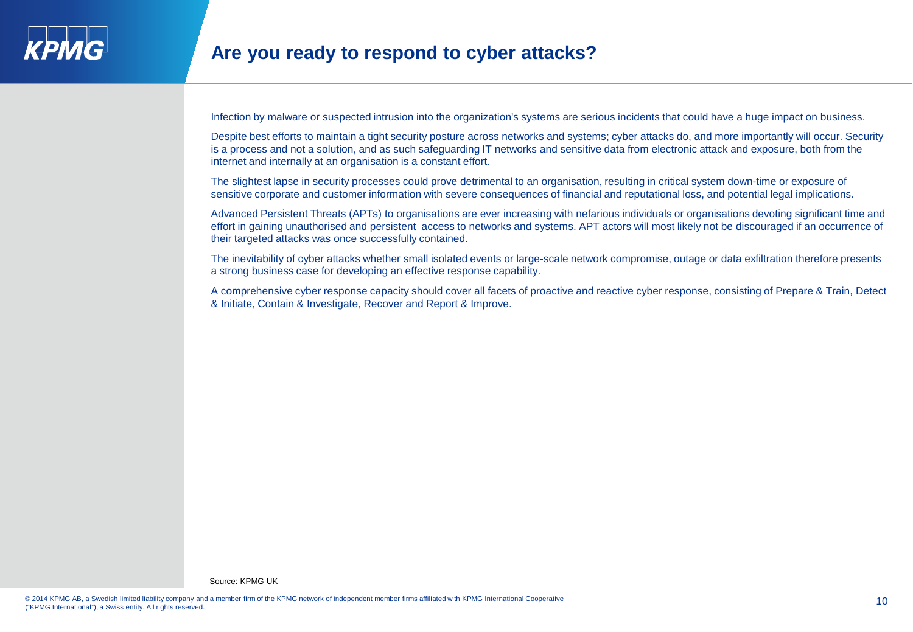# Are you ready to respond to cyber attacks?

Infection by malware or suspected intrusion into the organization's systems are serious incidents that could have a huge impact on business.

Despite best efforts to maintain a tight security posture across networks and systems; cyber attacks do, and more importantly will occur. Security is a process and not a solution, and as such safeguarding IT networks and sensitive data from electronic attack and exposure, both from the internet and internally at an organisation is a constant effort.

The slightest lapse in security processes could prove detrimental to an organisation, resulting in critical system down-time or exposure of sensitive corporate and customer information with severe consequences of financial and reputational loss, and potential legal implications.

Advanced Persistent Threats (APTs) to organisations are ever increasing with nefarious individuals or organisations devoting significant time and effort in gaining unauthorised and persistent access to networks and systems. APT actors will most likely not be discouraged if an occurrence of their targeted attacks was once successfully contained.

The inevitability of cyber attacks whether small isolated events or large-scale network compromise, outage or data exfiltration therefore presents a strong business case for developing an effective response capability.

A comprehensive cyber response capacity should cover all facets of proactive and reactive cyber response, consisting of Prepare & Train, Detect & Initiate, Contain & Investigate, Recover and Report & Improve.

Source: KPMG UK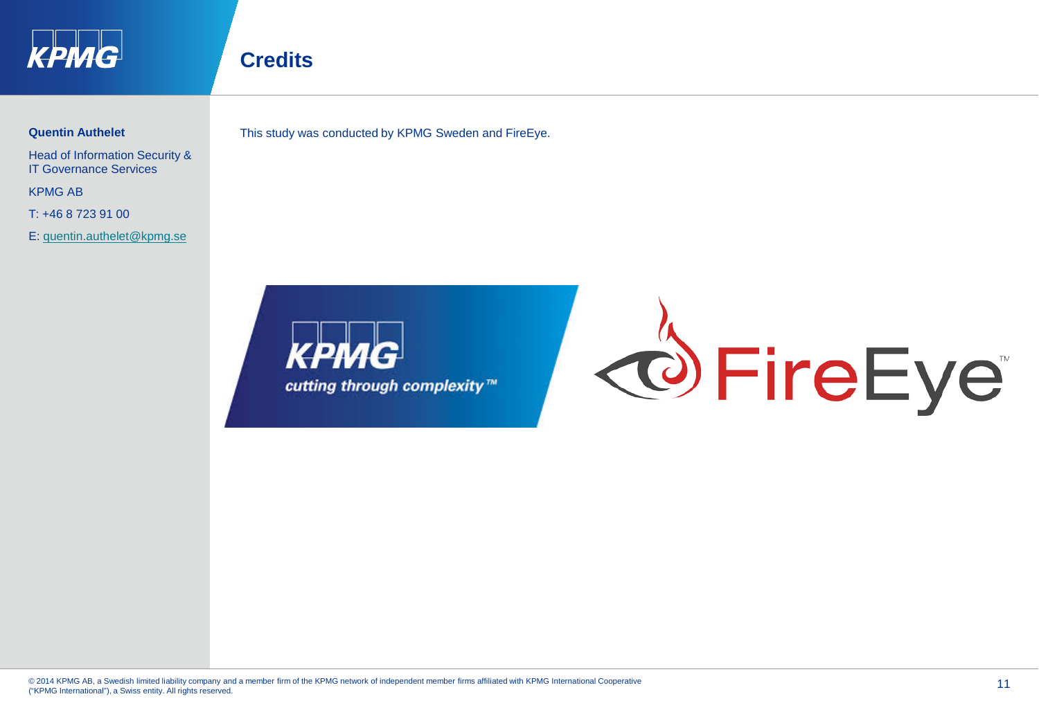# Credits

**Quentin Authelet**

Head of Information Security & IT Governance Services

KPMG AB

T: +46 8 723 91 00

E: quentin.authelet@kpmg.se

This study was conducted by KPMG Sweden and FireEye.

© 2014 KPMG AB, a Swedish limited liability company and a member firm of the KPMG network of independent member firms affiliated with KPMG International Cooperative ("KPMG International"), a Swiss entity. All rights reserved.